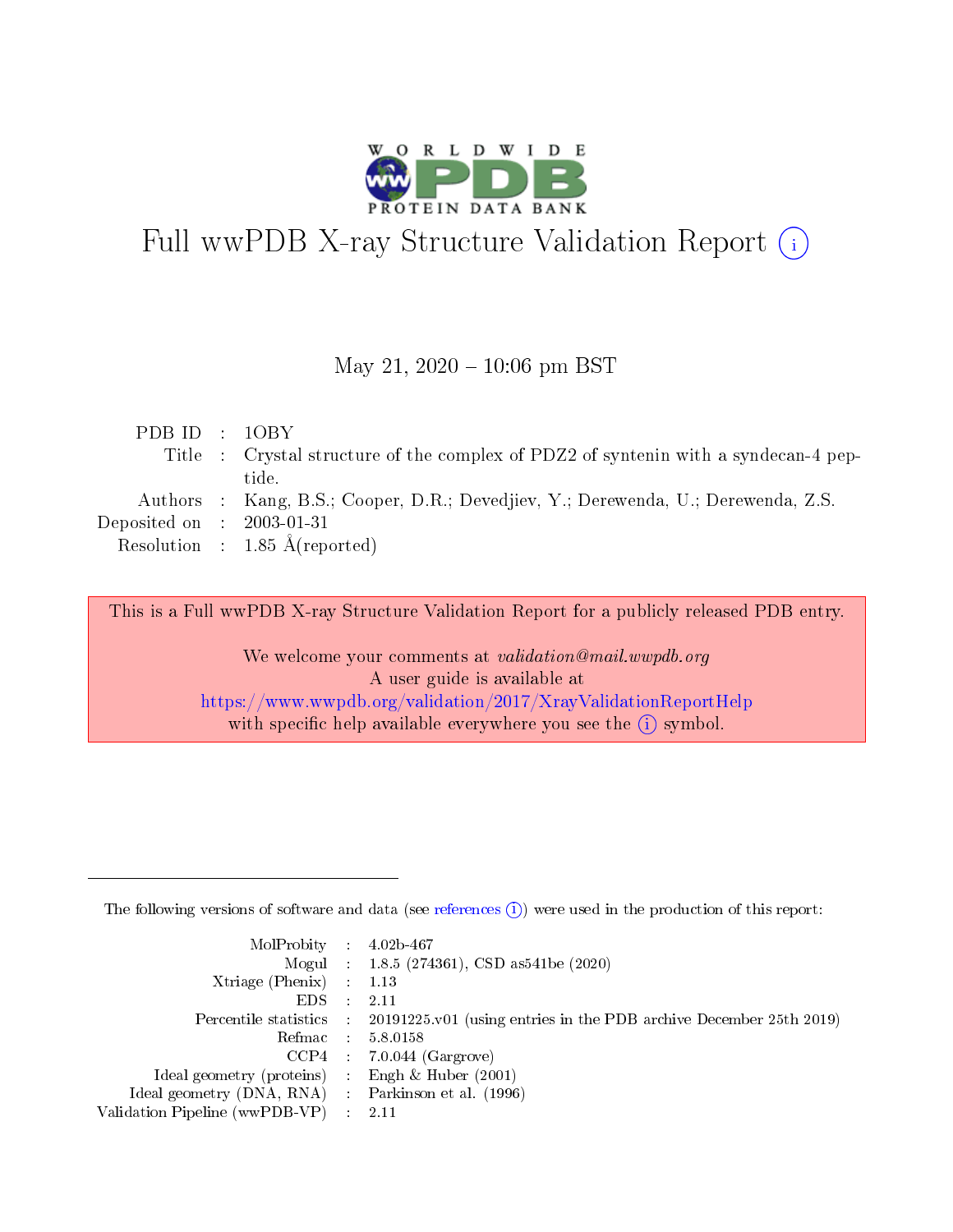# Full wwPDB X-ray Structure Validation Report (i)

May 21, 2020 – 10:06 pm BST

| | | |
|---|---|---|
| PDB ID | : | 1OBY |
| Title | : | Crystal structure of the complex of PDZ2 of syntenin with a syndecan-4 peptide. |
| Authors | : | Kang, B.S.; Cooper, D.R.; Devedjiev, Y.; Derewenda, U.; Derewenda, Z.S. |
| Deposited on | : | 2003-01-31 |
| Resolution | : | 1.85 Å(reported) |

This is a Full wwPDB X-ray Structure Validation Report for a publicly released PDB entry.

We welcome your comments at *validation@mail.wwpdb.org*
A user guide is available at
https://www.wwpdb.org/validation/2017/XrayValidationReportHelp
with specific help available everywhere you see the (i) symbol.

---

The following versions of software and data (see references (i)) were used in the production of this report:

| | | |
|---|---|---|
| MolProbity | : | 4.02b-467 |
| Mogul | : | 1.8.5 (274361), CSD as541be (2020) |
| Xtriage (Phenix) | : | 1.13 |
| EDS | : | 2.11 |
| Percentile statistics | : | 20191225.v01 (using entries in the PDB archive December 25th 2019) |
| Refmac | : | 5.8.0158 |
| CCP4 | : | 7.0.044 (Gargrove) |
| Ideal geometry (proteins) | : | Engh & Huber (2001) |
| Ideal geometry (DNA, RNA) | : | Parkinson et al. (1996) |
| Validation Pipeline (wwPDB-VP) | : | 2.11 |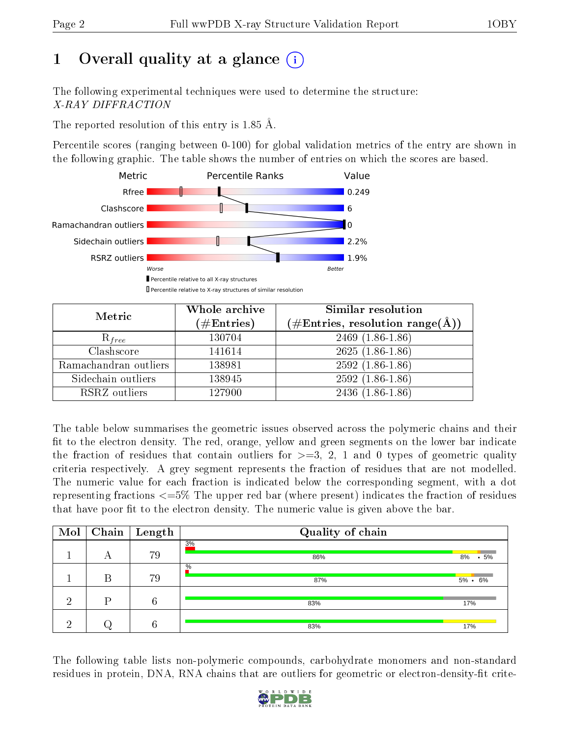# 1 Overall quality at a glance

The following experimental techniques were used to determine the structure:
*X-RAY DIFFRACTION*

The reported resolution of this entry is 1.85 Å.

Percentile scores (ranging between 0-100) for global validation metrics of the entry are shown in the following graphic. The table shows the number of entries on which the scores are based.

| Metric | Value |
|---|---|
| Rfree | 0.249 |
| Clashscore | 6 |
| Ramachandran outliers | 0 |
| Sidechain outliers | 2.2% |
| RSRZ outliers | 1.9% |

| Metric | Whole archive (#Entries) | Similar resolution (#Entries, resolution range(Å)) |
|---|---|---|
| $R_{free}$ | 130704 | 2469 (1.86-1.86) |
| Clashscore | 141614 | 2625 (1.86-1.86) |
| Ramachandran outliers | 138981 | 2592 (1.86-1.86) |
| Sidechain outliers | 138945 | 2592 (1.86-1.86) |
| RSRZ outliers | 127900 | 2436 (1.86-1.86) |

The table below summarises the geometric issues observed across the polymeric chains and their fit to the electron density. The red, orange, yellow and green segments on the lower bar indicate the fraction of residues that contain outliers for >=3, 2, 1 and 0 types of geometric quality criteria respectively. A grey segment represents the fraction of residues that are not modelled. The numeric value for each fraction is indicated below the corresponding segment, with a dot representing fractions <=5% The upper red bar (where present) indicates the fraction of residues that have poor fit to the electron density. The numeric value is given above the bar.

| Mol | Chain | Length | Quality of chain |
|---|---|---|---|
| 1 | A | 79 | 3% / 86% 8% • 5% |
| 1 | B | 79 | % / 87% 5% • 6% |
| 2 | P | 6 | 83% 17% |
| 2 | Q | 6 | 83% 17% |

The following table lists non-polymeric compounds, carbohydrate monomers and non-standard residues in protein, DNA, RNA chains that are outliers for geometric or electron-density-fit crite-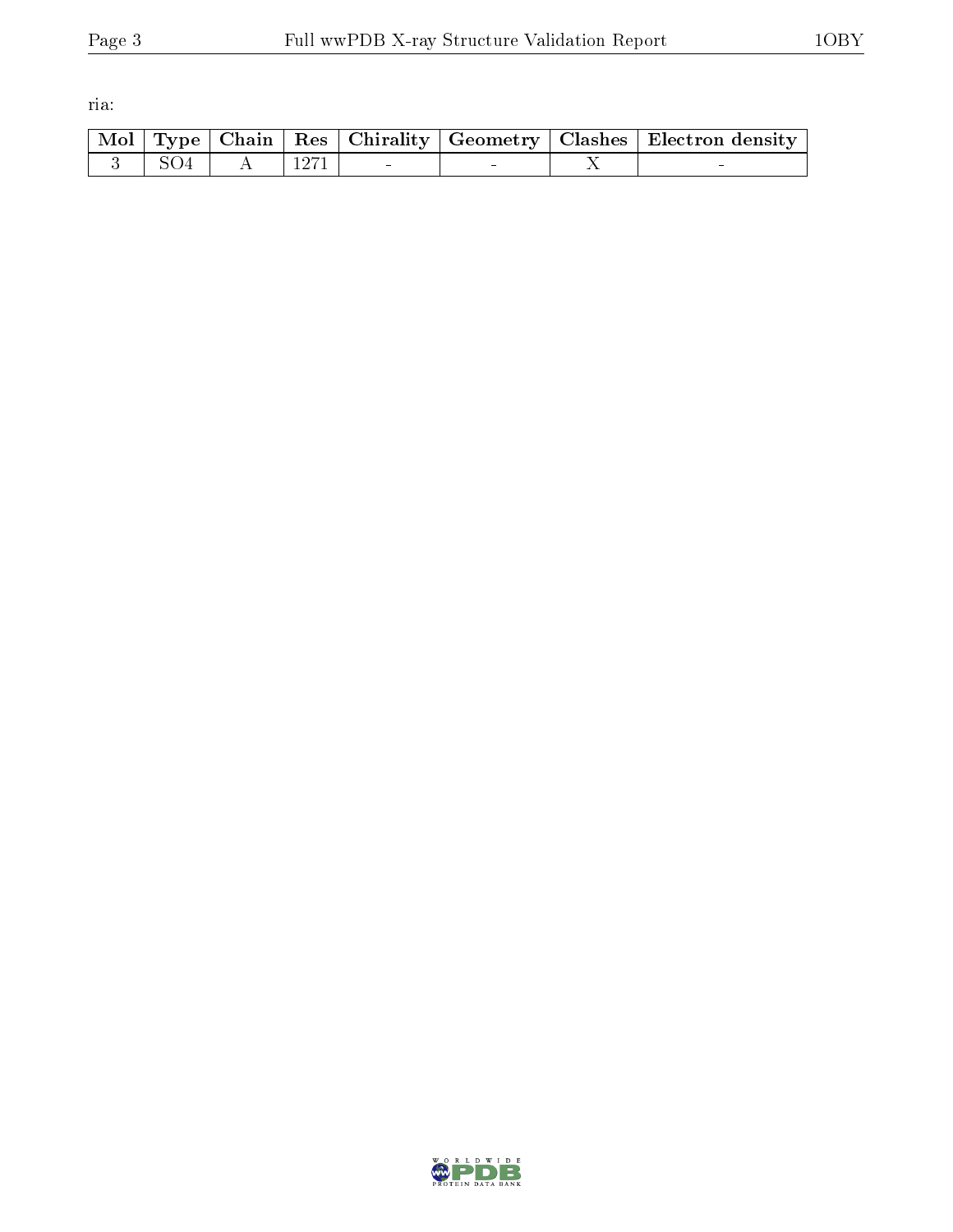ria:

| Mol | Type | Chain | Res | Chirality | Geometry | Clashes | Electron density |
|---|---|---|---|---|---|---|---|
| 3 | SO4 | A | 1271 | - | - | X | - |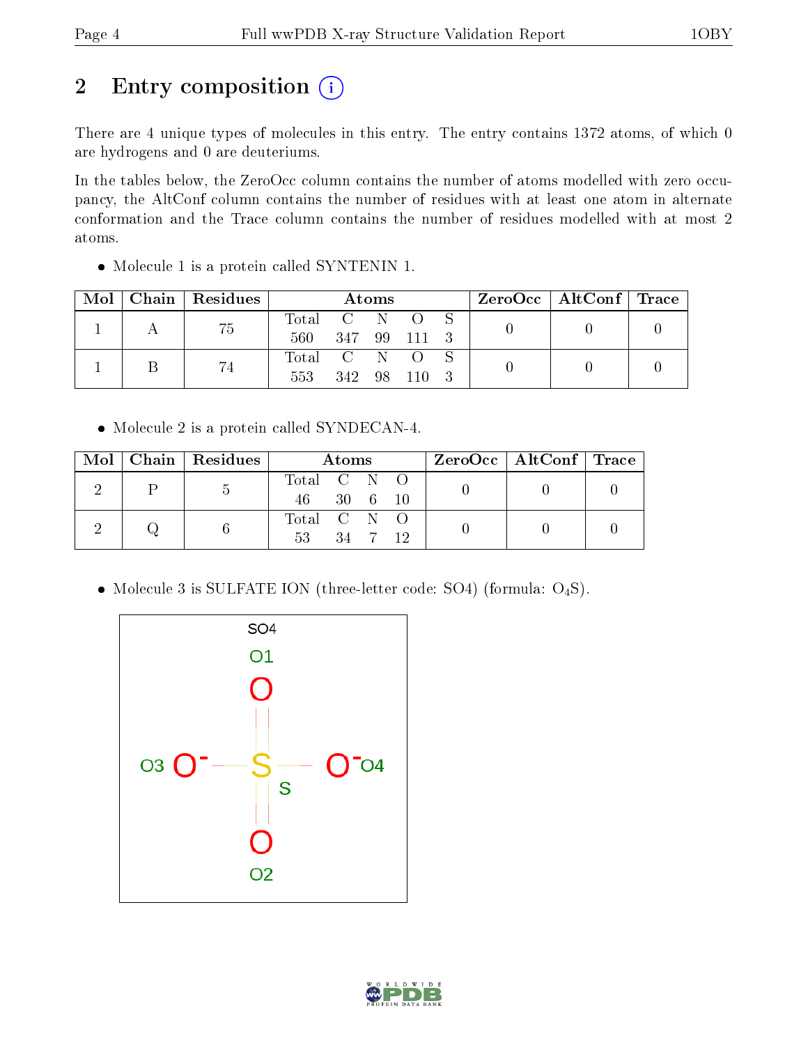# 2 Entry composition

There are 4 unique types of molecules in this entry. The entry contains 1372 atoms, of which 0 are hydrogens and 0 are deuteriums.

In the tables below, the ZeroOcc column contains the number of atoms modelled with zero occupancy, the AltConf column contains the number of residues with at least one atom in alternate conformation and the Trace column contains the number of residues modelled with at most 2 atoms.

- Molecule 1 is a protein called SYNTENIN 1.

| Mol | Chain | Residues | Atoms | | | | | ZeroOcc | AltConf | Trace |
|---|---|---|---|---|---|---|---|---|---|---|
| | | | Total | C | N | O | S | | | |
| 1 | A | 75 | 560 | 347 | 99 | 111 | 3 | 0 | 0 | 0 |
| 1 | B | 74 | 553 | 342 | 98 | 110 | 3 | 0 | 0 | 0 |

- Molecule 2 is a protein called SYNDECAN-4.

| Mol | Chain | Residues | Atoms | | | | ZeroOcc | AltConf | Trace |
|---|---|---|---|---|---|---|---|---|---|
| | | | Total | C | N | O | | | |
| 2 | P | 5 | 46 | 30 | 6 | 10 | 0 | 0 | 0 |
| 2 | Q | 6 | 53 | 34 | 7 | 12 | 0 | 0 | 0 |

- Molecule 3 is SULFATE ION (three-letter code: SO4) (formula: $O_4S$).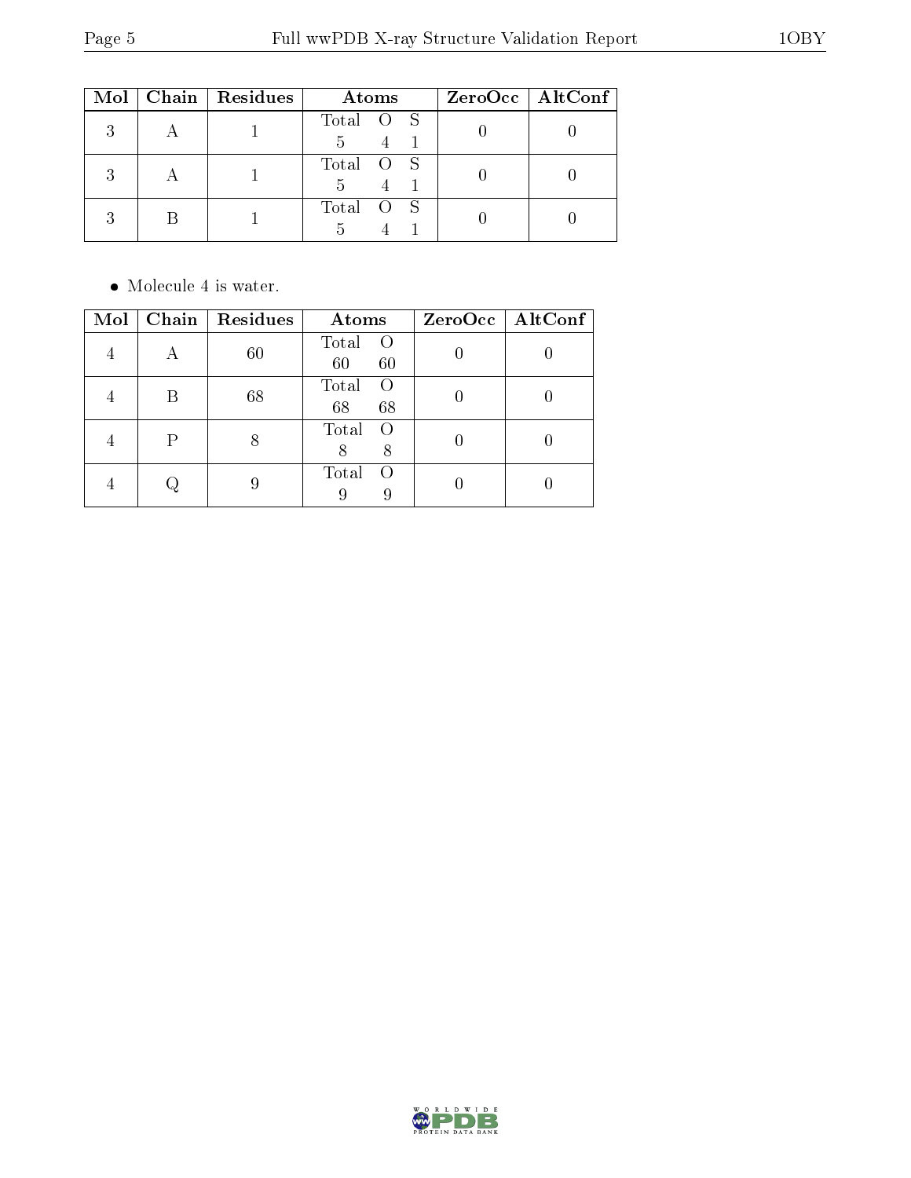| Mol | Chain | Residues | Atoms | | | ZeroOcc | AltConf |
|---|---|---|---|---|---|---|---|
| 3 | A | 1 | Total | O | S | 0 | 0 |
| | | | 5 | 4 | 1 | | |
| 3 | A | 1 | Total | O | S | 0 | 0 |
| | | | 5 | 4 | 1 | | |
| 3 | B | 1 | Total | O | S | 0 | 0 |
| | | | 5 | 4 | 1 | | |

- Molecule 4 is water.

| Mol | Chain | Residues | Atoms | | ZeroOcc | AltConf |
|---|---|---|---|---|---|---|
| 4 | A | 60 | Total | O | 0 | 0 |
| | | | 60 | 60 | | |
| 4 | B | 68 | Total | O | 0 | 0 |
| | | | 68 | 68 | | |
| 4 | P | 8 | Total | O | 0 | 0 |
| | | | 8 | 8 | | |
| 4 | Q | 9 | Total | O | 0 | 0 |
| | | | 9 | 9 | | |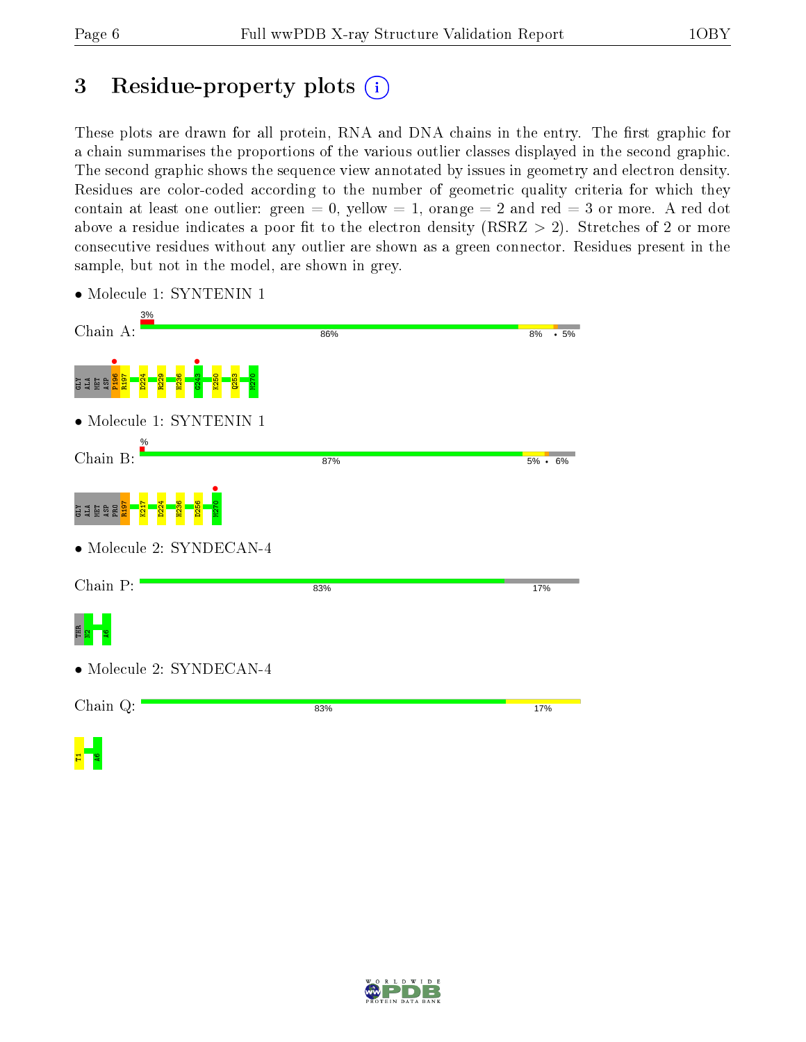# 3 Residue-property plots

These plots are drawn for all protein, RNA and DNA chains in the entry. The first graphic for a chain summarises the proportions of the various outlier classes displayed in the second graphic. The second graphic shows the sequence view annotated by issues in geometry and electron density. Residues are color-coded according to the number of geometric quality criteria for which they contain at least one outlier: green = 0, yellow = 1, orange = 2 and red = 3 or more. A red dot above a residue indicates a poor fit to the electron density (RSRZ > 2). Stretches of 2 or more consecutive residues without any outlier are shown as a green connector. Residues present in the sample, but not in the model, are shown in grey.

- Molecule 1: SYNTENIN 1

Chain A: 3% | 86% | 8% | • | 5%

GLY ALA MET ASP P196 R197 D224 R229 H236 G243 K250 Q253 M270

- Molecule 1: SYNTENIN 1

Chain B: % | 87% | 5% | • | 6%

GLY ALA MET ASP PRO R197 K217 D224 H236 D256 M270

- Molecule 2: SYNDECAN-4

Chain P: 83% | 17%

THR N2 A6

- Molecule 2: SYNDECAN-4

Chain Q: 83% | 17%

T1 A6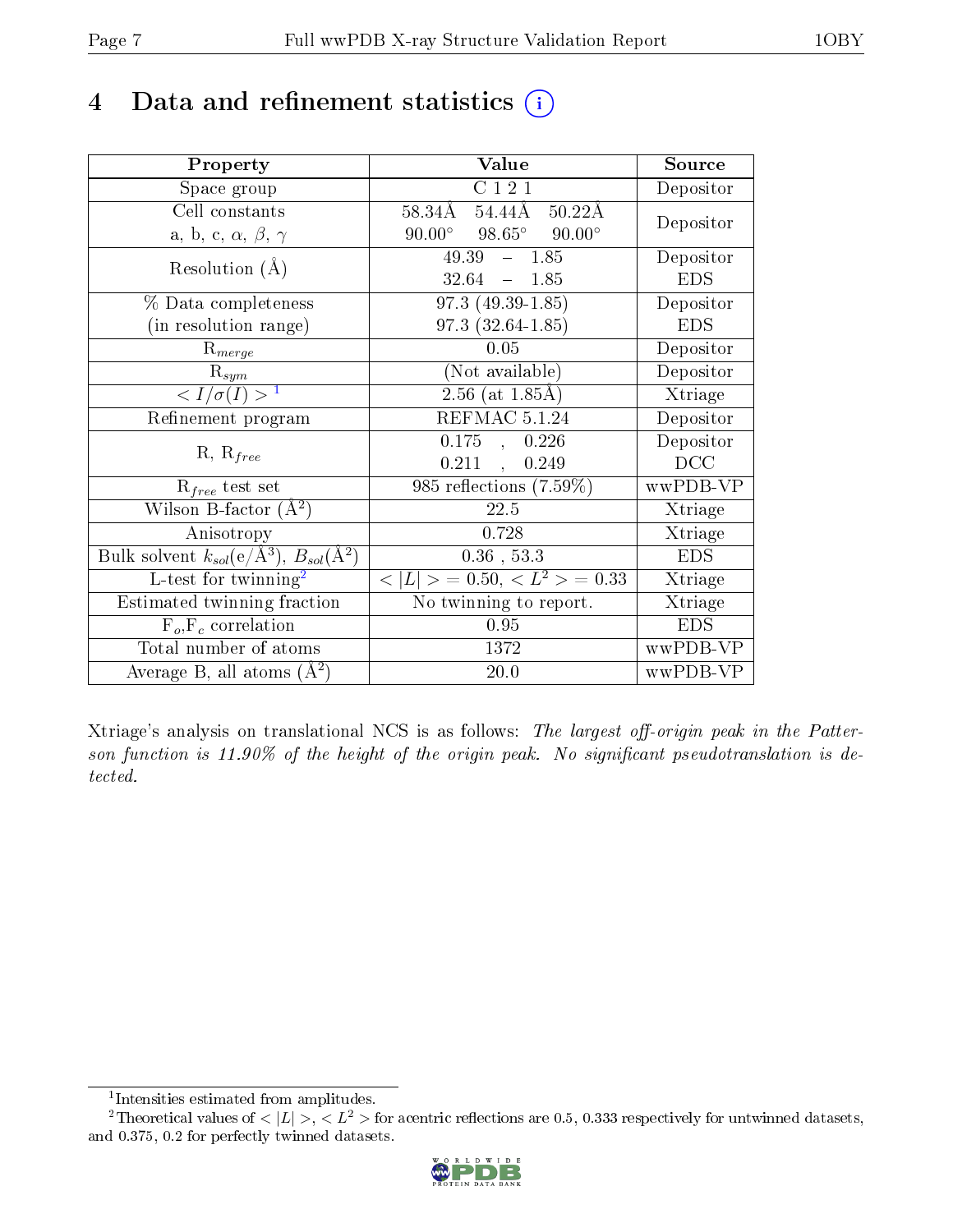# 4 Data and refinement statistics

| Property | Value | Source |
|---|---|---|
| Space group | C 1 2 1 | Depositor |
| Cell constants<br>a, b, c, $\alpha$, $\beta$, $\gamma$ | 58.34Å 54.44Å 50.22Å<br>90.00° 98.65° 90.00° | Depositor |
| Resolution (Å) | 49.39 – 1.85<br>32.64 – 1.85 | Depositor<br>EDS |
| % Data completeness<br>(in resolution range) | 97.3 (49.39-1.85)<br>97.3 (32.64-1.85) | Depositor<br>EDS |
| $R_{merge}$ | 0.05 | Depositor |
| $R_{sym}$ | (Not available) | Depositor |
| $< I/\sigma(I) >$ [1] | 2.56 (at 1.85Å) | Xtriage |
| Refinement program | REFMAC 5.1.24 | Depositor |
| R, $R_{free}$ | 0.175 , 0.226<br>0.211 , 0.249 | Depositor<br>DCC |
| $R_{free}$ test set | 985 reflections (7.59%) | wwPDB-VP |
| Wilson B-factor (Å$^2$) | 22.5 | Xtriage |
| Anisotropy | 0.728 | Xtriage |
| Bulk solvent $k_{sol}$(e/Å$^3$), $B_{sol}$(Å$^2$) | 0.36 , 53.3 | EDS |
| L-test for twinning[2] | $< \|L\| >$ = 0.50, $< L^2 >$ = 0.33 | Xtriage |
| Estimated twinning fraction | No twinning to report. | Xtriage |
| $F_o$,$F_c$ correlation | 0.95 | EDS |
| Total number of atoms | 1372 | wwPDB-VP |
| Average B, all atoms (Å$^2$) | 20.0 | wwPDB-VP |

Xtriage's analysis on translational NCS is as follows: *The largest off-origin peak in the Patterson function is 11.90% of the height of the origin peak. No significant pseudotranslation is detected.*

[1] Intensities estimated from amplitudes.

[2] Theoretical values of $< |L| >$, $< L^2 >$ for acentric reflections are 0.5, 0.333 respectively for untwinned datasets, and 0.375, 0.2 for perfectly twinned datasets.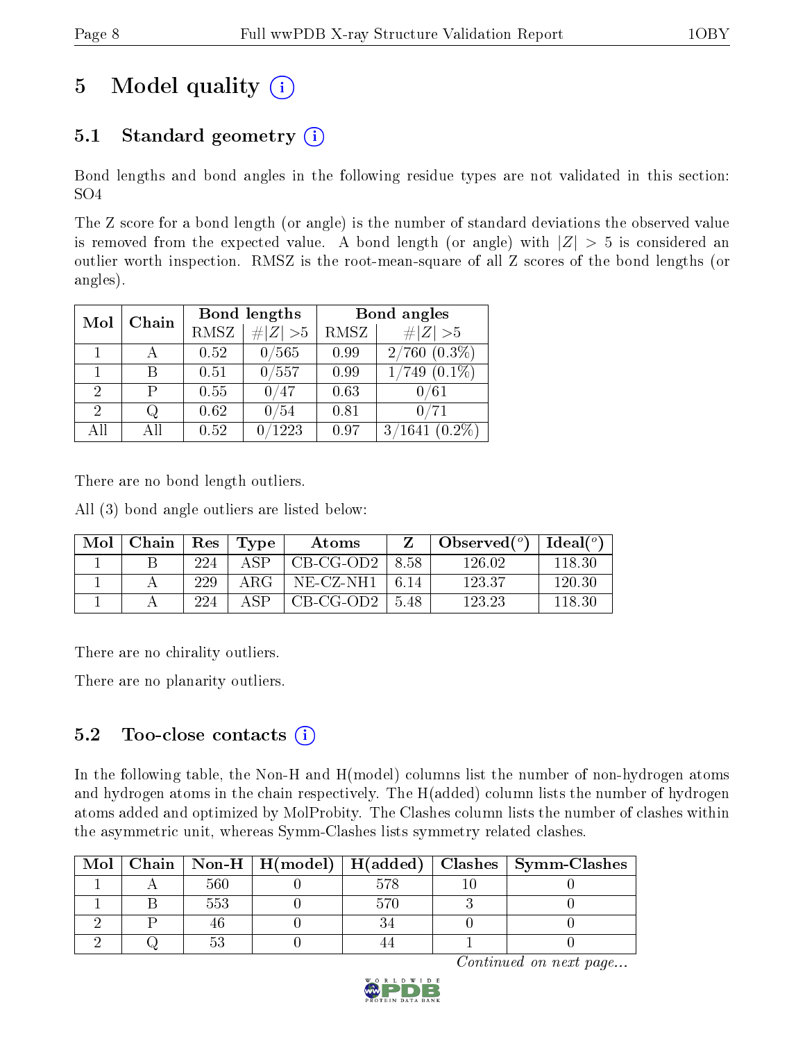# 5 Model quality (i)

## 5.1 Standard geometry (i)

Bond lengths and bond angles in the following residue types are not validated in this section: SO4

The Z score for a bond length (or angle) is the number of standard deviations the observed value is removed from the expected value. A bond length (or angle) with $|Z| > 5$ is considered an outlier worth inspection. RMSZ is the root-mean-square of all Z scores of the bond lengths (or angles).

| Mol | Chain | Bond lengths | | Bond angles | |
|---|---|---|---|---|---|
| | | RMSZ | $\#\|Z\|>5$ | RMSZ | $\#\|Z\|>5$ |
| 1 | A | 0.52 | 0/565 | 0.99 | 2/760 (0.3%) |
| 1 | B | 0.51 | 0/557 | 0.99 | 1/749 (0.1%) |
| 2 | P | 0.55 | 0/47 | 0.63 | 0/61 |
| 2 | Q | 0.62 | 0/54 | 0.81 | 0/71 |
| All | All | 0.52 | 0/1223 | 0.97 | 3/1641 (0.2%) |

There are no bond length outliers.

All (3) bond angle outliers are listed below:

| Mol | Chain | Res | Type | Atoms | Z | Observed($^o$) | Ideal($^o$) |
|---|---|---|---|---|---|---|---|
| 1 | B | 224 | ASP | CB-CG-OD2 | 8.58 | 126.02 | 118.30 |
| 1 | A | 229 | ARG | NE-CZ-NH1 | 6.14 | 123.37 | 120.30 |
| 1 | A | 224 | ASP | CB-CG-OD2 | 5.48 | 123.23 | 118.30 |

There are no chirality outliers.

There are no planarity outliers.

## 5.2 Too-close contacts (i)

In the following table, the Non-H and H(model) columns list the number of non-hydrogen atoms and hydrogen atoms in the chain respectively. The H(added) column lists the number of hydrogen atoms added and optimized by MolProbity. The Clashes column lists the number of clashes within the asymmetric unit, whereas Symm-Clashes lists symmetry related clashes.

| Mol | Chain | Non-H | H(model) | H(added) | Clashes | Symm-Clashes |
|---|---|---|---|---|---|---|
| 1 | A | 560 | 0 | 578 | 10 | 0 |
| 1 | B | 553 | 0 | 570 | 3 | 0 |
| 2 | P | 46 | 0 | 34 | 0 | 0 |
| 2 | Q | 53 | 0 | 44 | 1 | 0 |

*Continued on next page...*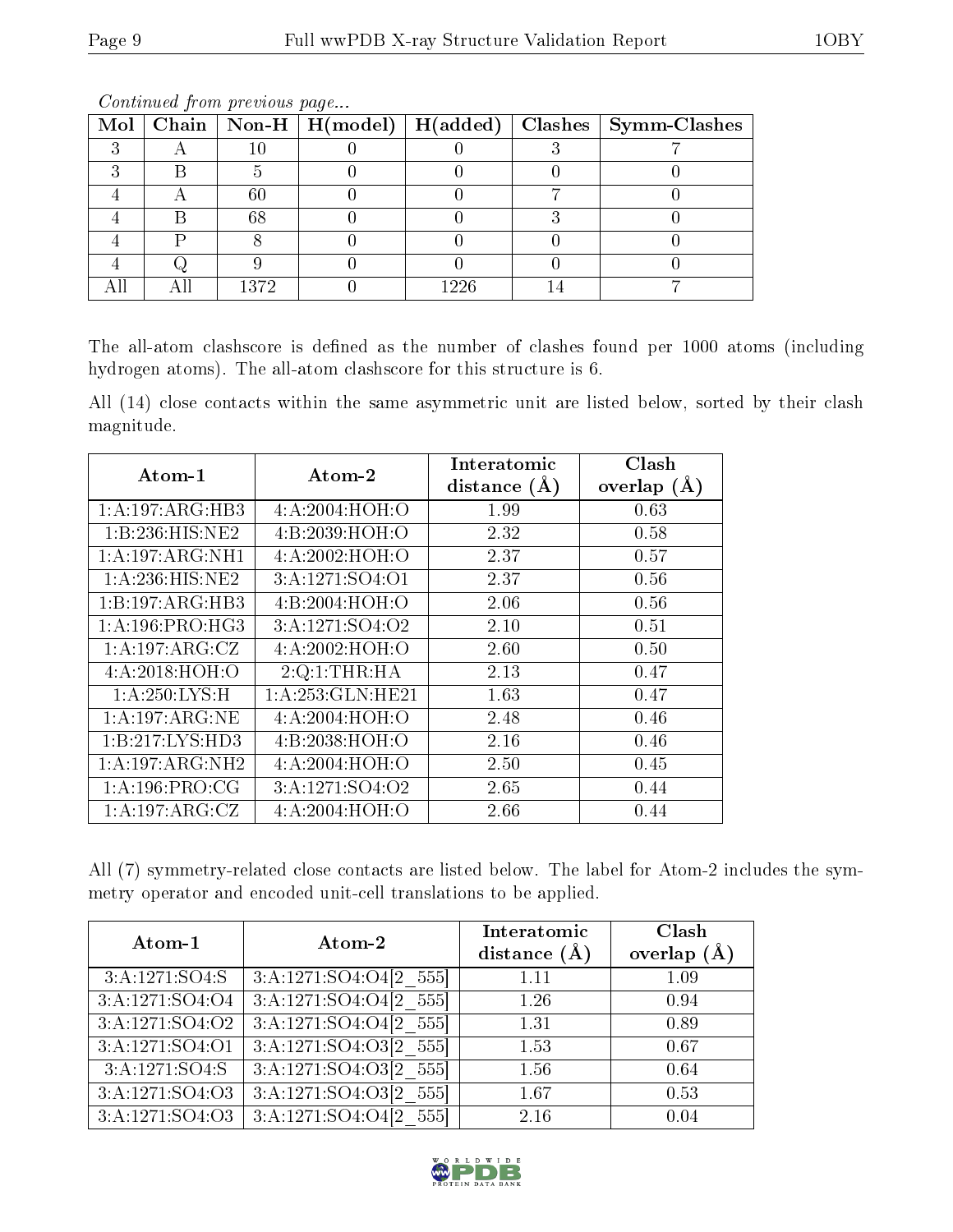*Continued from previous page...*

| Mol | Chain | Non-H | H(model) | H(added) | Clashes | Symm-Clashes |
|---|---|---|---|---|---|---|
| 3 | A | 10 | 0 | 0 | 3 | 7 |
| 3 | B | 5 | 0 | 0 | 0 | 0 |
| 4 | A | 60 | 0 | 0 | 7 | 0 |
| 4 | B | 68 | 0 | 0 | 3 | 0 |
| 4 | P | 8 | 0 | 0 | 0 | 0 |
| 4 | Q | 9 | 0 | 0 | 0 | 0 |
| All | All | 1372 | 0 | 1226 | 14 | 7 |

The all-atom clashscore is defined as the number of clashes found per 1000 atoms (including hydrogen atoms). The all-atom clashscore for this structure is 6.

All (14) close contacts within the same asymmetric unit are listed below, sorted by their clash magnitude.

| Atom-1 | Atom-2 | Interatomic distance (Å) | Clash overlap (Å) |
|---|---|---|---|
| 1:A:197:ARG:HB3 | 4:A:2004:HOH:O | 1.99 | 0.63 |
| 1:B:236:HIS:NE2 | 4:B:2039:HOH:O | 2.32 | 0.58 |
| 1:A:197:ARG:NH1 | 4:A:2002:HOH:O | 2.37 | 0.57 |
| 1:A:236:HIS:NE2 | 3:A:1271:SO4:O1 | 2.37 | 0.56 |
| 1:B:197:ARG:HB3 | 4:B:2004:HOH:O | 2.06 | 0.56 |
| 1:A:196:PRO:HG3 | 3:A:1271:SO4:O2 | 2.10 | 0.51 |
| 1:A:197:ARG:CZ | 4:A:2002:HOH:O | 2.60 | 0.50 |
| 4:A:2018:HOH:O | 2:Q:1:THR:HA | 2.13 | 0.47 |
| 1:A:250:LYS:H | 1:A:253:GLN:HE21 | 1.63 | 0.47 |
| 1:A:197:ARG:NE | 4:A:2004:HOH:O | 2.48 | 0.46 |
| 1:B:217:LYS:HD3 | 4:B:2038:HOH:O | 2.16 | 0.46 |
| 1:A:197:ARG:NH2 | 4:A:2004:HOH:O | 2.50 | 0.45 |
| 1:A:196:PRO:CG | 3:A:1271:SO4:O2 | 2.65 | 0.44 |
| 1:A:197:ARG:CZ | 4:A:2004:HOH:O | 2.66 | 0.44 |

All (7) symmetry-related close contacts are listed below. The label for Atom-2 includes the symmetry operator and encoded unit-cell translations to be applied.

| Atom-1 | Atom-2 | Interatomic distance (Å) | Clash overlap (Å) |
|---|---|---|---|
| 3:A:1271:SO4:S | 3:A:1271:SO4:O4[2_555] | 1.11 | 1.09 |
| 3:A:1271:SO4:O4 | 3:A:1271:SO4:O4[2_555] | 1.26 | 0.94 |
| 3:A:1271:SO4:O2 | 3:A:1271:SO4:O4[2_555] | 1.31 | 0.89 |
| 3:A:1271:SO4:O1 | 3:A:1271:SO4:O3[2_555] | 1.53 | 0.67 |
| 3:A:1271:SO4:S | 3:A:1271:SO4:O3[2_555] | 1.56 | 0.64 |
| 3:A:1271:SO4:O3 | 3:A:1271:SO4:O3[2_555] | 1.67 | 0.53 |
| 3:A:1271:SO4:O3 | 3:A:1271:SO4:O4[2_555] | 2.16 | 0.04 |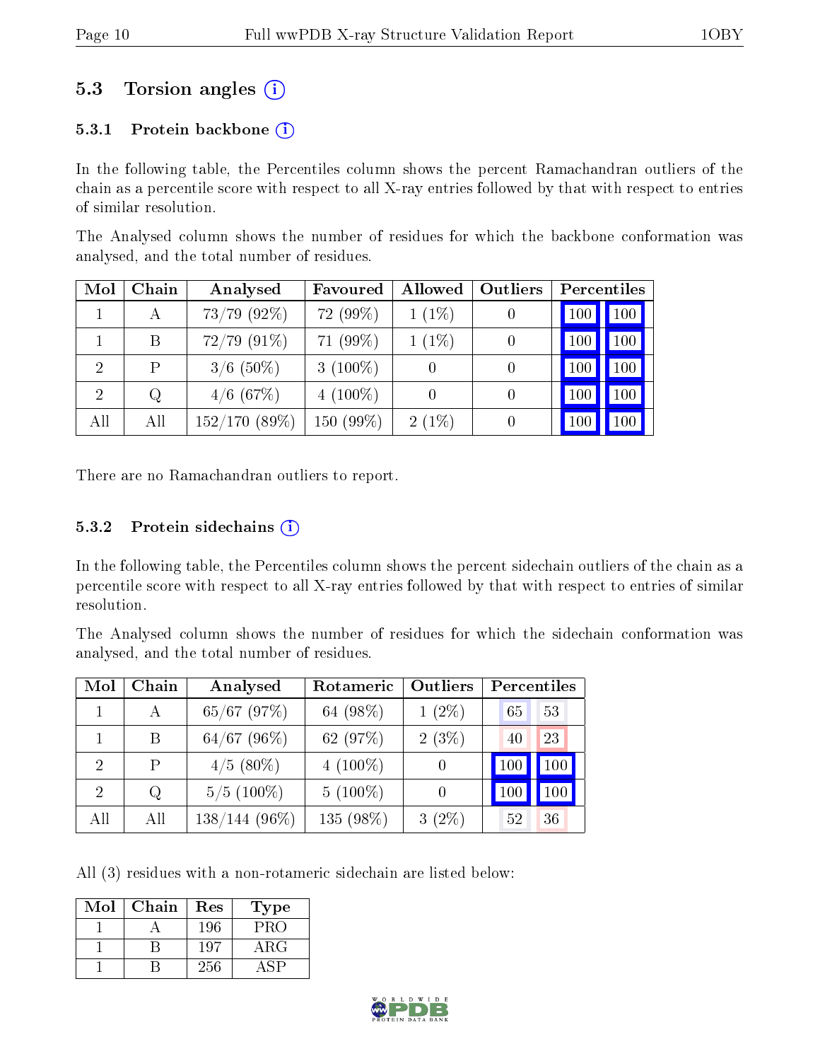## 5.3 Torsion angles (i)

### 5.3.1 Protein backbone (i)

In the following table, the Percentiles column shows the percent Ramachandran outliers of the chain as a percentile score with respect to all X-ray entries followed by that with respect to entries of similar resolution.

The Analysed column shows the number of residues for which the backbone conformation was analysed, and the total number of residues.

| Mol | Chain | Analysed | Favoured | Allowed | Outliers | Percentiles | |
|---|---|---|---|---|---|---|---|
| 1 | A | 73/79 (92%) | 72 (99%) | 1 (1%) | 0 | 100 | 100 |
| 1 | B | 72/79 (91%) | 71 (99%) | 1 (1%) | 0 | 100 | 100 |
| 2 | P | 3/6 (50%) | 3 (100%) | 0 | 0 | 100 | 100 |
| 2 | Q | 4/6 (67%) | 4 (100%) | 0 | 0 | 100 | 100 |
| All | All | 152/170 (89%) | 150 (99%) | 2 (1%) | 0 | 100 | 100 |

There are no Ramachandran outliers to report.

### 5.3.2 Protein sidechains (i)

In the following table, the Percentiles column shows the percent sidechain outliers of the chain as a percentile score with respect to all X-ray entries followed by that with respect to entries of similar resolution.

The Analysed column shows the number of residues for which the sidechain conformation was analysed, and the total number of residues.

| Mol | Chain | Analysed | Rotameric | Outliers | Percentiles | |
|---|---|---|---|---|---|---|
| 1 | A | 65/67 (97%) | 64 (98%) | 1 (2%) | 65 | 53 |
| 1 | B | 64/67 (96%) | 62 (97%) | 2 (3%) | 40 | 23 |
| 2 | P | 4/5 (80%) | 4 (100%) | 0 | 100 | 100 |
| 2 | Q | 5/5 (100%) | 5 (100%) | 0 | 100 | 100 |
| All | All | 138/144 (96%) | 135 (98%) | 3 (2%) | 52 | 36 |

All (3) residues with a non-rotameric sidechain are listed below:

| Mol | Chain | Res | Type |
|---|---|---|---|
| 1 | A | 196 | PRO |
| 1 | B | 197 | ARG |
| 1 | B | 256 | ASP |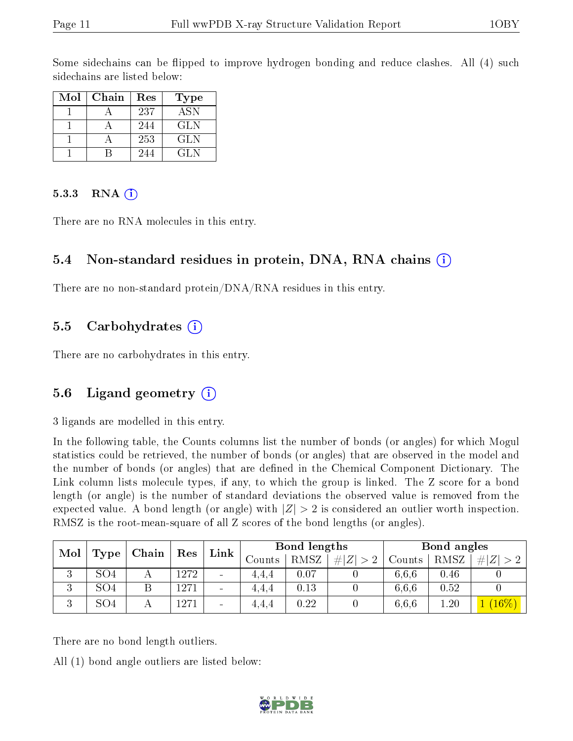Some sidechains can be flipped to improve hydrogen bonding and reduce clashes. All (4) such sidechains are listed below:

| Mol | Chain | Res | Type |
|---|---|---|---|
| 1 | A | 237 | ASN |
| 1 | A | 244 | GLN |
| 1 | A | 253 | GLN |
| 1 | B | 244 | GLN |

#### 5.3.3 RNA

There are no RNA molecules in this entry.

### 5.4 Non-standard residues in protein, DNA, RNA chains

There are no non-standard protein/DNA/RNA residues in this entry.

### 5.5 Carbohydrates

There are no carbohydrates in this entry.

### 5.6 Ligand geometry

3 ligands are modelled in this entry.

In the following table, the Counts columns list the number of bonds (or angles) for which Mogul statistics could be retrieved, the number of bonds (or angles) that are observed in the model and the number of bonds (or angles) that are defined in the Chemical Component Dictionary. The Link column lists molecule types, if any, to which the group is linked. The Z score for a bond length (or angle) is the number of standard deviations the observed value is removed from the expected value. A bond length (or angle) with $|Z| > 2$ is considered an outlier worth inspection. RMSZ is the root-mean-square of all Z scores of the bond lengths (or angles).

| Mol | Type | Chain | Res | Link | Bond lengths | | | Bond angles | | |
|---|---|---|---|---|---|---|---|---|---|---|
| | | | | | Counts | RMSZ | $\#\|Z\| > 2$ | Counts | RMSZ | $\#\|Z\| > 2$ |
| 3 | SO4 | A | 1272 | - | 4,4,4 | 0.07 | 0 | 6,6,6 | 0.46 | 0 |
| 3 | SO4 | B | 1271 | - | 4,4,4 | 0.13 | 0 | 6,6,6 | 0.52 | 0 |
| 3 | SO4 | A | 1271 | - | 4,4,4 | 0.22 | 0 | 6,6,6 | 1.20 | 1 (16%) |

There are no bond length outliers.

All (1) bond angle outliers are listed below: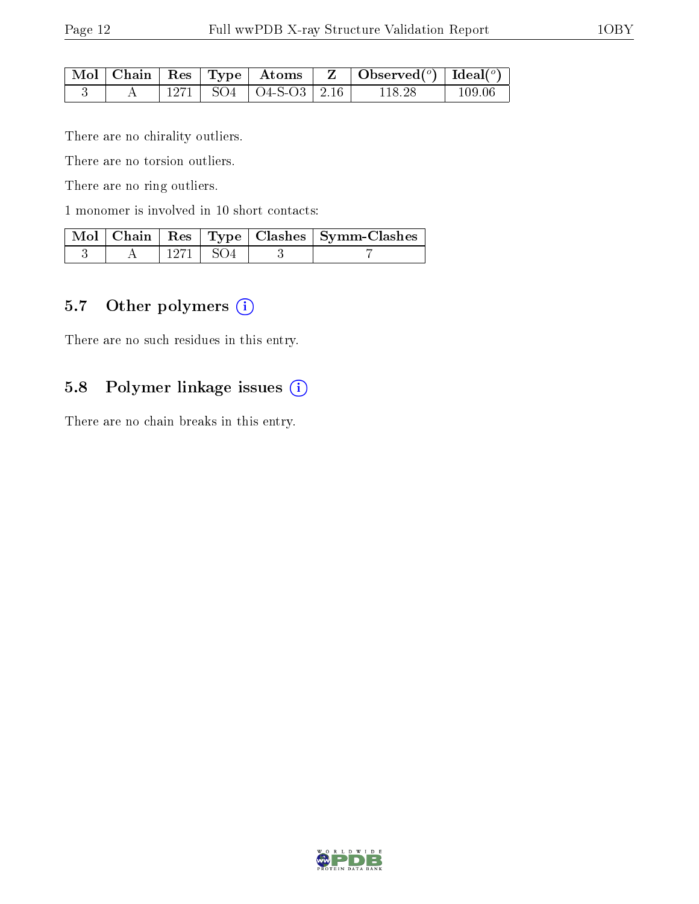| Mol | Chain | Res | Type | Atoms | Z | Observed(°) | Ideal(°) |
|---|---|---|---|---|---|---|---|
| 3 | A | 1271 | SO4 | O4-S-O3 | 2.16 | 118.28 | 109.06 |

There are no chirality outliers.

There are no torsion outliers.

There are no ring outliers.

1 monomer is involved in 10 short contacts:

| Mol | Chain | Res | Type | Clashes | Symm-Clashes |
|---|---|---|---|---|---|
| 3 | A | 1271 | SO4 | 3 | 7 |

## 5.7 Other polymers

There are no such residues in this entry.

## 5.8 Polymer linkage issues

There are no chain breaks in this entry.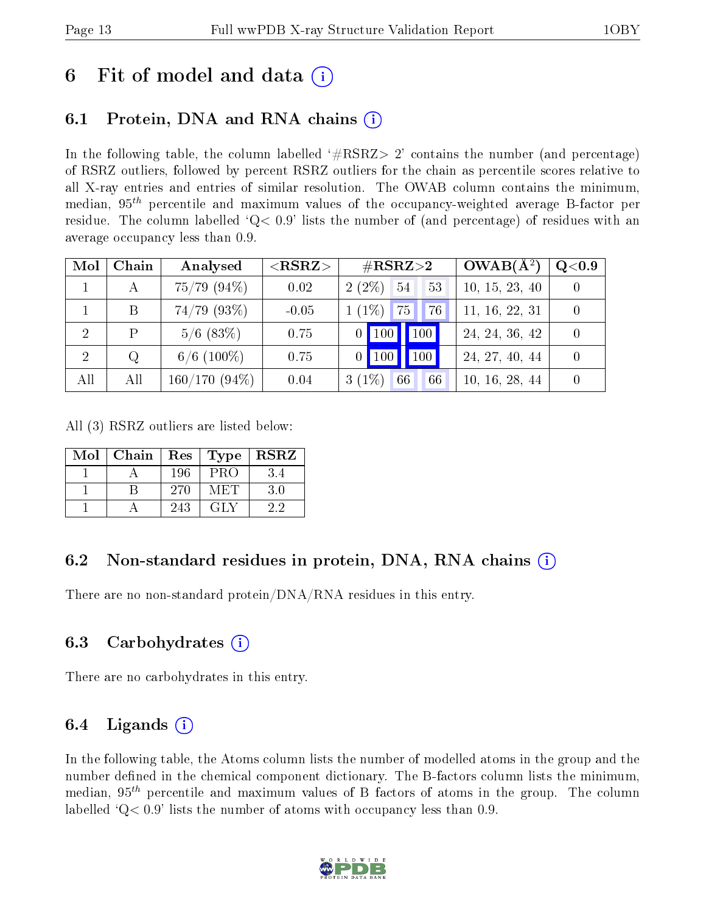# 6 Fit of model and data (i)

## 6.1 Protein, DNA and RNA chains (i)

In the following table, the column labelled '#RSRZ> 2' contains the number (and percentage) of RSRZ outliers, followed by percent RSRZ outliers for the chain as percentile scores relative to all X-ray entries and entries of similar resolution. The OWAB column contains the minimum, median, $95^{th}$ percentile and maximum values of the occupancy-weighted average B-factor per residue. The column labelled 'Q< 0.9' lists the number of (and percentage) of residues with an average occupancy less than 0.9.

| Mol | Chain | Analysed | <RSRZ> | #RSRZ>2 | | | OWAB(Å$^2$) | Q<0.9 |
|---|---|---|---|---|---|---|---|---|
| 1 | A | 75/79 (94%) | 0.02 | 2 (2%) | 54 | 53 | 10, 15, 23, 40 | 0 |
| 1 | B | 74/79 (93%) | -0.05 | 1 (1%) | 75 | 76 | 11, 16, 22, 31 | 0 |
| 2 | P | 5/6 (83%) | 0.75 | 0 | 100 | 100 | 24, 24, 36, 42 | 0 |
| 2 | Q | 6/6 (100%) | 0.75 | 0 | 100 | 100 | 24, 27, 40, 44 | 0 |
| All | All | 160/170 (94%) | 0.04 | 3 (1%) | 66 | 66 | 10, 16, 28, 44 | 0 |

All (3) RSRZ outliers are listed below:

| Mol | Chain | Res | Type | RSRZ |
|---|---|---|---|---|
| 1 | A | 196 | PRO | 3.4 |
| 1 | B | 270 | MET | 3.0 |
| 1 | A | 243 | GLY | 2.2 |

## 6.2 Non-standard residues in protein, DNA, RNA chains (i)

There are no non-standard protein/DNA/RNA residues in this entry.

## 6.3 Carbohydrates (i)

There are no carbohydrates in this entry.

## 6.4 Ligands (i)

In the following table, the Atoms column lists the number of modelled atoms in the group and the number defined in the chemical component dictionary. The B-factors column lists the minimum, median, $95^{th}$ percentile and maximum values of B factors of atoms in the group. The column labelled 'Q< 0.9' lists the number of atoms with occupancy less than 0.9.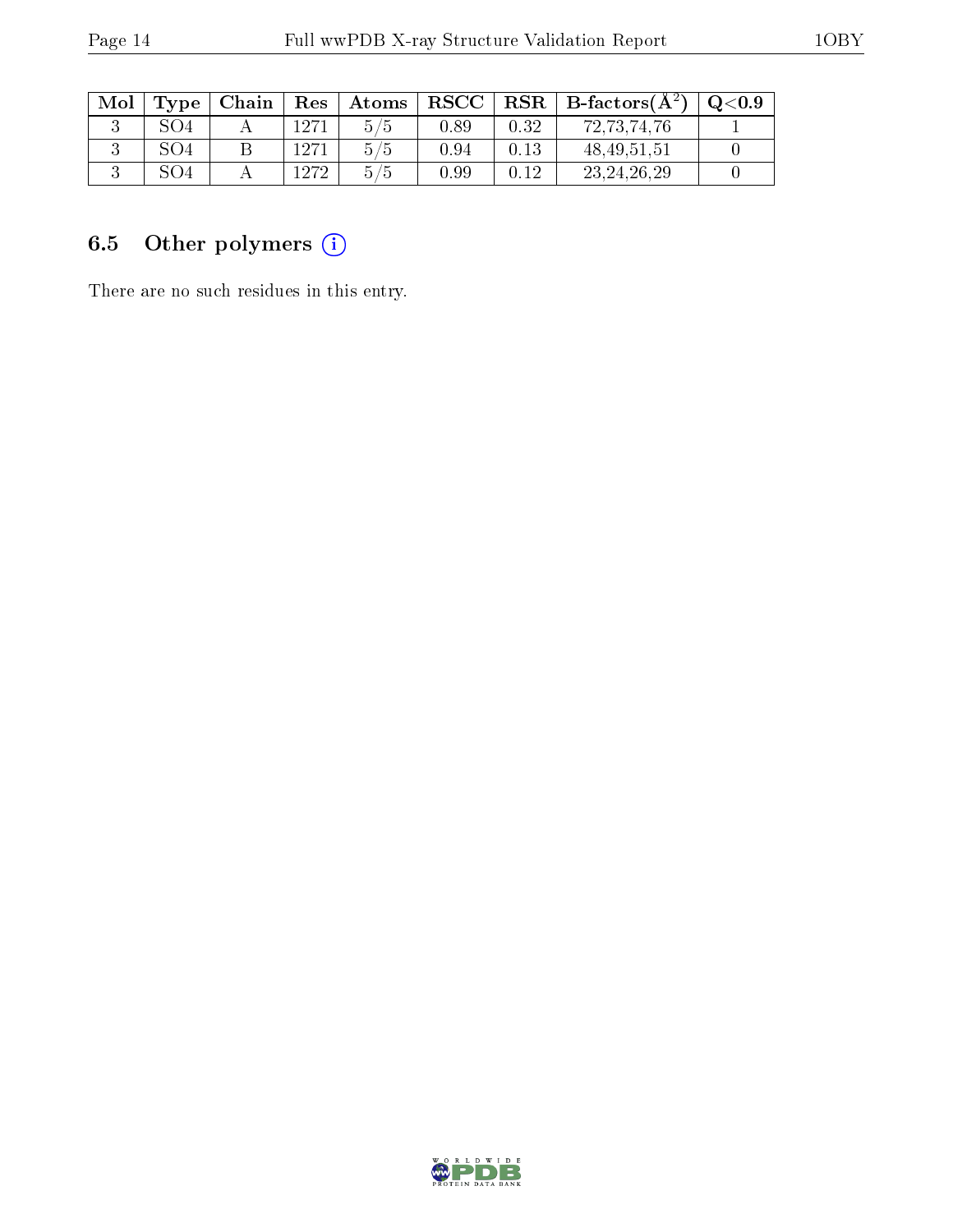| Mol | Type | Chain | Res | Atoms | RSCC | RSR | B-factors($Å^2$) | Q<0.9 |
|---|---|---|---|---|---|---|---|---|
| 3 | SO4 | A | 1271 | 5/5 | 0.89 | 0.32 | 72,73,74,76 | 1 |
| 3 | SO4 | B | 1271 | 5/5 | 0.94 | 0.13 | 48,49,51,51 | 0 |
| 3 | SO4 | A | 1272 | 5/5 | 0.99 | 0.12 | 23,24,26,29 | 0 |

### 6.5 Other polymers (i)

There are no such residues in this entry.